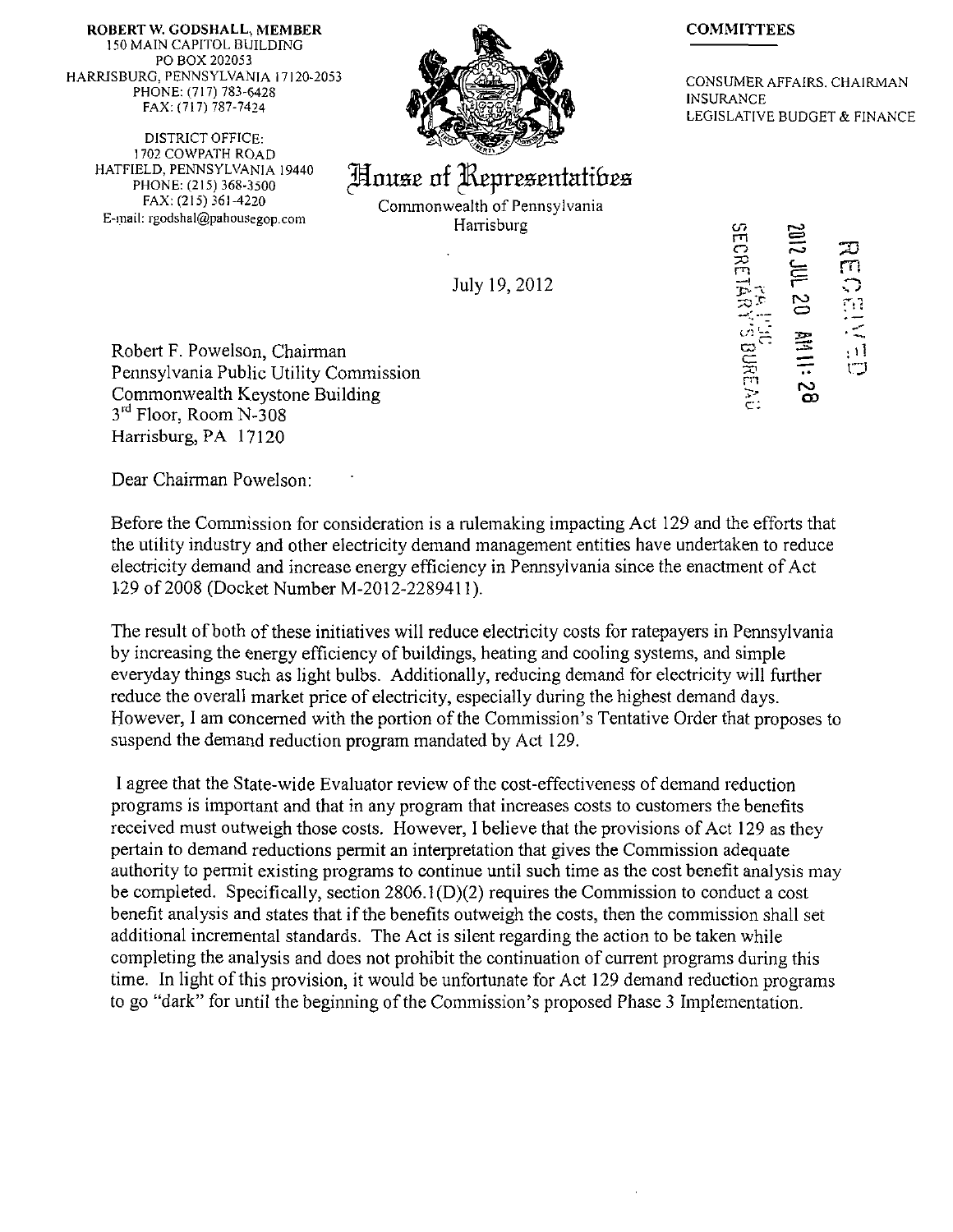ROBERT W. GODSHALL, MEMBER
150 MAIN CAPITOL BUILDING
PO BOX 202053
HARRISBURG, PENNSYLVANIA 17120-2053
PHONE: (717) 783-6428
FAX: (717) 787-7424

DISTRICT OFFICE:
1702 COWPATH ROAD
HATFIELD, PENNSYLVANIA 19440
PHONE: (215) 368-3500
FAX: (215) 361-4220
E-mail: rgodshal@pahousegop.com

# House of Representatives

Commonwealth of Pennsylvania
Harrisburg

COMMITTEES

CONSUMER AFFAIRS, CHAIRMAN
INSURANCE
LEGISLATIVE BUDGET & FINANCE

RECEIVED
2012 JUL 20 AM 11:28
PA PUC
SECRETARY'S BUREAU

July 19, 2012

Robert F. Powelson, Chairman
Pennsylvania Public Utility Commission
Commonwealth Keystone Building
3rd Floor, Room N-308
Harrisburg, PA 17120

Dear Chairman Powelson:

Before the Commission for consideration is a rulemaking impacting Act 129 and the efforts that the utility industry and other electricity demand management entities have undertaken to reduce electricity demand and increase energy efficiency in Pennsylvania since the enactment of Act 129 of 2008 (Docket Number M-2012-2289411).

The result of both of these initiatives will reduce electricity costs for ratepayers in Pennsylvania by increasing the energy efficiency of buildings, heating and cooling systems, and simple everyday things such as light bulbs. Additionally, reducing demand for electricity will further reduce the overall market price of electricity, especially during the highest demand days. However, I am concerned with the portion of the Commission's Tentative Order that proposes to suspend the demand reduction program mandated by Act 129.

I agree that the State-wide Evaluator review of the cost-effectiveness of demand reduction programs is important and that in any program that increases costs to customers the benefits received must outweigh those costs. However, I believe that the provisions of Act 129 as they pertain to demand reductions permit an interpretation that gives the Commission adequate authority to permit existing programs to continue until such time as the cost benefit analysis may be completed. Specifically, section 2806.1(D)(2) requires the Commission to conduct a cost benefit analysis and states that if the benefits outweigh the costs, then the commission shall set additional incremental standards. The Act is silent regarding the action to be taken while completing the analysis and does not prohibit the continuation of current programs during this time. In light of this provision, it would be unfortunate for Act 129 demand reduction programs to go "dark" for until the beginning of the Commission's proposed Phase 3 Implementation.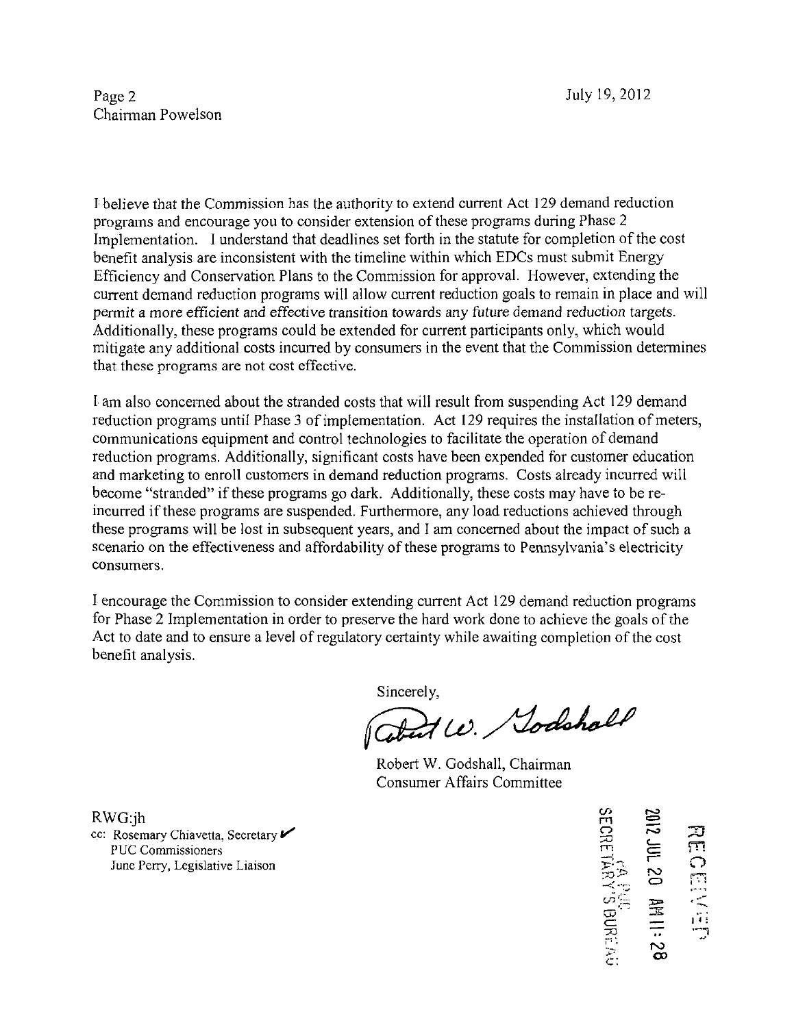I believe that the Commission has the authority to extend current Act 129 demand reduction programs and encourage you to consider extension of these programs during Phase 2 Implementation. I understand that deadlines set forth in the statute for completion of the cost benefit analysis are inconsistent with the timeline within which EDCs must submit Energy Efficiency and Conservation Plans to the Commission for approval. However, extending the current demand reduction programs will allow current reduction goals to remain in place and will permit a more efficient and effective transition towards any future demand reduction targets. Additionally, these programs could be extended for current participants only, which would mitigate any additional costs incurred by consumers in the event that the Commission determines that these programs are not cost effective.

I am also concerned about the stranded costs that will result from suspending Act 129 demand reduction programs until Phase 3 of implementation. Act 129 requires the installation of meters, communications equipment and control technologies to facilitate the operation of demand reduction programs. Additionally, significant costs have been expended for customer education and marketing to enroll customers in demand reduction programs. Costs already incurred will become "stranded" if these programs go dark. Additionally, these costs may have to be re-incurred if these programs are suspended. Furthermore, any load reductions achieved through these programs will be lost in subsequent years, and I am concerned about the impact of such a scenario on the effectiveness and affordability of these programs to Pennsylvania's electricity consumers.

I encourage the Commission to consider extending current Act 129 demand reduction programs for Phase 2 Implementation in order to preserve the hard work done to achieve the goals of the Act to date and to ensure a level of regulatory certainty while awaiting completion of the cost benefit analysis.

Sincerely,

Robert W. Godshall

Robert W. Godshall, Chairman
Consumer Affairs Committee

RWG:jh

cc: Rosemary Chiavetta, Secretary ✓
PUC Commissioners
June Perry, Legislative Liaison

RECEIVED
2012 JUL 20 AM 11:28
PA PUC
SECRETARY'S BUREAU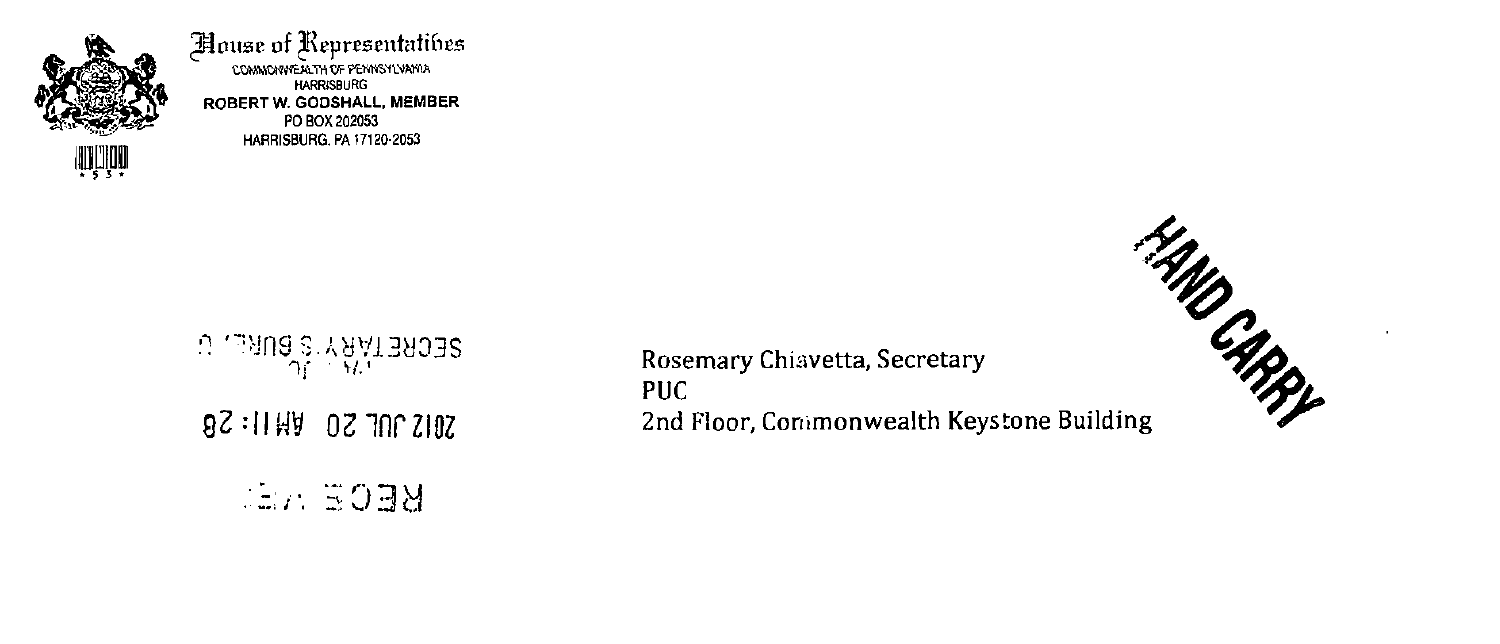House of Representatives
COMMONWEALTH OF PENNSYLVANIA
HARRISBURG
ROBERT W. GODSHALL, MEMBER
PO BOX 202053
HARRISBURG, PA 17120-2053

HAND CARRY

RECEIVED

2012 JUL 20 AM 11:28

SECRETARY'S BUREAU

Rosemary Chiavetta, Secretary
PUC
2nd Floor, Commonwealth Keystone Building